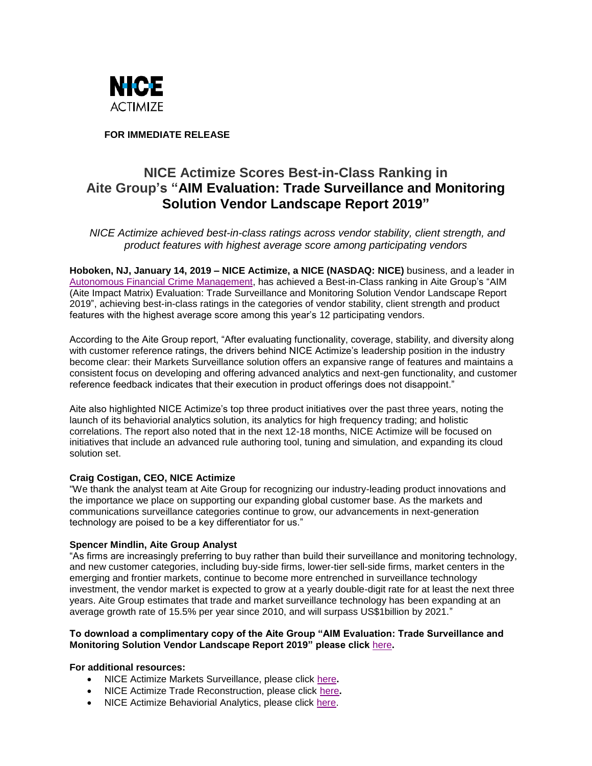NICE ACTIMIZE

**FOR IMMEDIATE RELEASE**

# NICE Actimize Scores Best-in-Class Ranking in Aite Group's "AIM Evaluation: Trade Surveillance and Monitoring Solution Vendor Landscape Report 2019"

*NICE Actimize achieved best-in-class ratings across vendor stability, client strength, and product features with highest average score among participating vendors*

**Hoboken, NJ, January 14, 2019 – NICE Actimize, a NICE (NASDAQ: NICE)** business, and a leader in Autonomous Financial Crime Management, has achieved a Best-in-Class ranking in Aite Group's "AIM (Aite Impact Matrix) Evaluation: Trade Surveillance and Monitoring Solution Vendor Landscape Report 2019", achieving best-in-class ratings in the categories of vendor stability, client strength and product features with the highest average score among this year's 12 participating vendors.

According to the Aite Group report, "After evaluating functionality, coverage, stability, and diversity along with customer reference ratings, the drivers behind NICE Actimize's leadership position in the industry become clear: their Markets Surveillance solution offers an expansive range of features and maintains a consistent focus on developing and offering advanced analytics and next-gen functionality, and customer reference feedback indicates that their execution in product offerings does not disappoint."

Aite also highlighted NICE Actimize's top three product initiatives over the past three years, noting the launch of its behaviorial analytics solution, its analytics for high frequency trading; and holistic correlations. The report also noted that in the next 12-18 months, NICE Actimize will be focused on initiatives that include an advanced rule authoring tool, tuning and simulation, and expanding its cloud solution set.

**Craig Costigan, CEO, NICE Actimize**

"We thank the analyst team at Aite Group for recognizing our industry-leading product innovations and the importance we place on supporting our expanding global customer base. As the markets and communications surveillance categories continue to grow, our advancements in next-generation technology are poised to be a key differentiator for us."

**Spencer Mindlin, Aite Group Analyst**

"As firms are increasingly preferring to buy rather than build their surveillance and monitoring technology, and new customer categories, including buy-side firms, lower-tier sell-side firms, market centers in the emerging and frontier markets, continue to become more entrenched in surveillance technology investment, the vendor market is expected to grow at a yearly double-digit rate for at least the next three years. Aite Group estimates that trade and market surveillance technology has been expanding at an average growth rate of 15.5% per year since 2010, and will surpass US$1billion by 2021."

**To download a complimentary copy of the Aite Group "AIM Evaluation: Trade Surveillance and Monitoring Solution Vendor Landscape Report 2019" please click** here**.**

**For additional resources:**

- NICE Actimize Markets Surveillance, please click here**.**
- NICE Actimize Trade Reconstruction, please click here**.**
- NICE Actimize Behaviorial Analytics, please click here.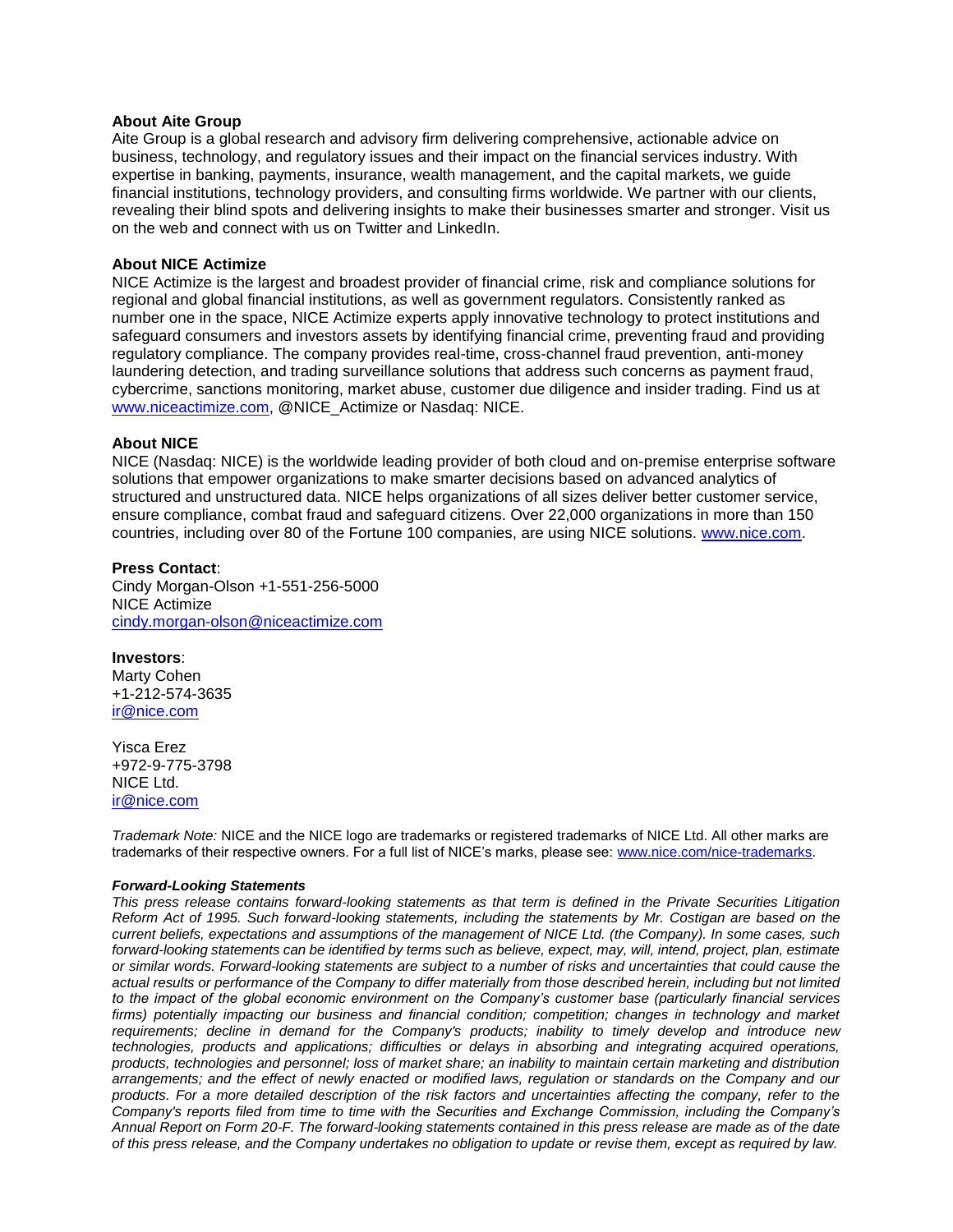**About Aite Group**
Aite Group is a global research and advisory firm delivering comprehensive, actionable advice on business, technology, and regulatory issues and their impact on the financial services industry. With expertise in banking, payments, insurance, wealth management, and the capital markets, we guide financial institutions, technology providers, and consulting firms worldwide. We partner with our clients, revealing their blind spots and delivering insights to make their businesses smarter and stronger. Visit us on the web and connect with us on Twitter and LinkedIn.

**About NICE Actimize**
NICE Actimize is the largest and broadest provider of financial crime, risk and compliance solutions for regional and global financial institutions, as well as government regulators. Consistently ranked as number one in the space, NICE Actimize experts apply innovative technology to protect institutions and safeguard consumers and investors assets by identifying financial crime, preventing fraud and providing regulatory compliance. The company provides real-time, cross-channel fraud prevention, anti-money laundering detection, and trading surveillance solutions that address such concerns as payment fraud, cybercrime, sanctions monitoring, market abuse, customer due diligence and insider trading. Find us at www.niceactimize.com, @NICE_Actimize or Nasdaq: NICE.

**About NICE**
NICE (Nasdaq: NICE) is the worldwide leading provider of both cloud and on-premise enterprise software solutions that empower organizations to make smarter decisions based on advanced analytics of structured and unstructured data. NICE helps organizations of all sizes deliver better customer service, ensure compliance, combat fraud and safeguard citizens. Over 22,000 organizations in more than 150 countries, including over 80 of the Fortune 100 companies, are using NICE solutions. www.nice.com.

**Press Contact**:
Cindy Morgan-Olson +1-551-256-5000
NICE Actimize
cindy.morgan-olson@niceactimize.com

**Investors**:
Marty Cohen
+1-212-574-3635
ir@nice.com

Yisca Erez
+972-9-775-3798
NICE Ltd.
ir@nice.com

*Trademark Note:* NICE and the NICE logo are trademarks or registered trademarks of NICE Ltd. All other marks are trademarks of their respective owners. For a full list of NICE's marks, please see: www.nice.com/nice-trademarks.

***Forward-Looking Statements***
*This press release contains forward-looking statements as that term is defined in the Private Securities Litigation Reform Act of 1995. Such forward-looking statements, including the statements by Mr. Costigan are based on the current beliefs, expectations and assumptions of the management of NICE Ltd. (the Company). In some cases, such forward-looking statements can be identified by terms such as believe, expect, may, will, intend, project, plan, estimate or similar words. Forward-looking statements are subject to a number of risks and uncertainties that could cause the actual results or performance of the Company to differ materially from those described herein, including but not limited to the impact of the global economic environment on the Company's customer base (particularly financial services firms) potentially impacting our business and financial condition; competition; changes in technology and market requirements; decline in demand for the Company's products; inability to timely develop and introduce new technologies, products and applications; difficulties or delays in absorbing and integrating acquired operations, products, technologies and personnel; loss of market share; an inability to maintain certain marketing and distribution arrangements; and the effect of newly enacted or modified laws, regulation or standards on the Company and our products. For a more detailed description of the risk factors and uncertainties affecting the company, refer to the Company's reports filed from time to time with the Securities and Exchange Commission, including the Company's Annual Report on Form 20-F. The forward-looking statements contained in this press release are made as of the date of this press release, and the Company undertakes no obligation to update or revise them, except as required by law.*